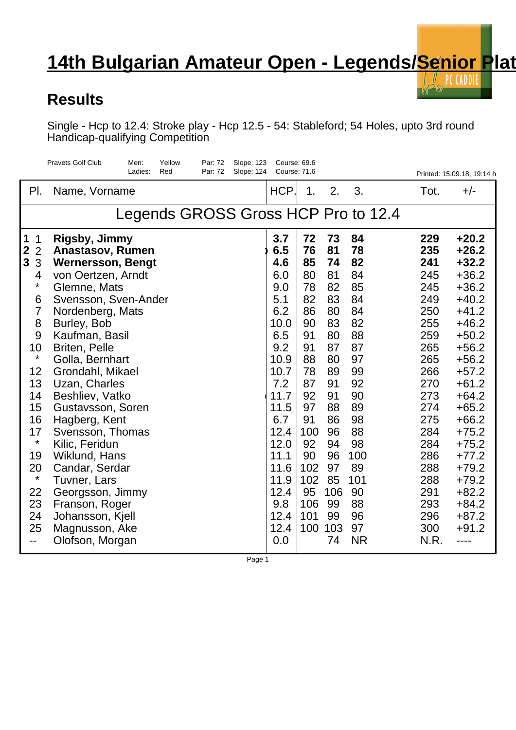# 14th Bulgarian Amateur Open - Legends/Senior Plat

## Results

Single - Hcp to 12.4: Stroke play - Hcp 12.5 - 54: Stableford; 54 Holes, upto 3rd round
Handicap-qualifying Competition

Pravets Golf Club — Men: Yellow — Par: 72 — Slope: 123 — Course: 69.6
Ladies: Red — Par: 72 — Slope: 124 — Course: 71.6

Printed: 15.09.18, 19:14 h

| Pl. | Name, Vorname | HCP. | 1. | 2. | 3. | Tot. | +/- |
|---|---|---|---|---|---|---|---|
| **Legends GROSS Gross HCP Pro to 12.4** | | | | | | | |
| **1** 1 | **Rigsby, Jimmy** | **3.7** | **72** | **73** | **84** | **229** | **+20.2** |
| **2** 2 | **Anastasov, Rumen** | **6.5** | **76** | **81** | **78** | **235** | **+26.2** |
| **3** 3 | **Wernersson, Bengt** | **4.6** | **85** | **74** | **82** | **241** | **+32.2** |
| 4 | von Oertzen, Arndt | 6.0 | 80 | 81 | 84 | 245 | +36.2 |
| * | Glemne, Mats | 9.0 | 78 | 82 | 85 | 245 | +36.2 |
| 6 | Svensson, Sven-Ander | 5.1 | 82 | 83 | 84 | 249 | +40.2 |
| 7 | Nordenberg, Mats | 6.2 | 86 | 80 | 84 | 250 | +41.2 |
| 8 | Burley, Bob | 10.0 | 90 | 83 | 82 | 255 | +46.2 |
| 9 | Kaufman, Basil | 6.5 | 91 | 80 | 88 | 259 | +50.2 |
| 10 | Briten, Pelle | 9.2 | 91 | 87 | 87 | 265 | +56.2 |
| * | Golla, Bernhart | 10.9 | 88 | 80 | 97 | 265 | +56.2 |
| 12 | Grondahl, Mikael | 10.7 | 78 | 89 | 99 | 266 | +57.2 |
| 13 | Uzan, Charles | 7.2 | 87 | 91 | 92 | 270 | +61.2 |
| 14 | Beshliev, Vatko | 11.7 | 92 | 91 | 90 | 273 | +64.2 |
| 15 | Gustavsson, Soren | 11.5 | 97 | 88 | 89 | 274 | +65.2 |
| 16 | Hagberg, Kent | 6.7 | 91 | 86 | 98 | 275 | +66.2 |
| 17 | Svensson, Thomas | 12.4 | 100 | 96 | 88 | 284 | +75.2 |
| * | Kilic, Feridun | 12.0 | 92 | 94 | 98 | 284 | +75.2 |
| 19 | Wiklund, Hans | 11.1 | 90 | 96 | 100 | 286 | +77.2 |
| 20 | Candar, Serdar | 11.6 | 102 | 97 | 89 | 288 | +79.2 |
| * | Tuvner, Lars | 11.9 | 102 | 85 | 101 | 288 | +79.2 |
| 22 | Georgsson, Jimmy | 12.4 | 95 | 106 | 90 | 291 | +82.2 |
| 23 | Franson, Roger | 9.8 | 106 | 99 | 88 | 293 | +84.2 |
| 24 | Johansson, Kjell | 12.4 | 101 | 99 | 96 | 296 | +87.2 |
| 25 | Magnusson, Ake | 12.4 | 100 | 103 | 97 | 300 | +91.2 |
| -- | Olofson, Morgan | 0.0 | | 74 | NR | N.R. | ---- |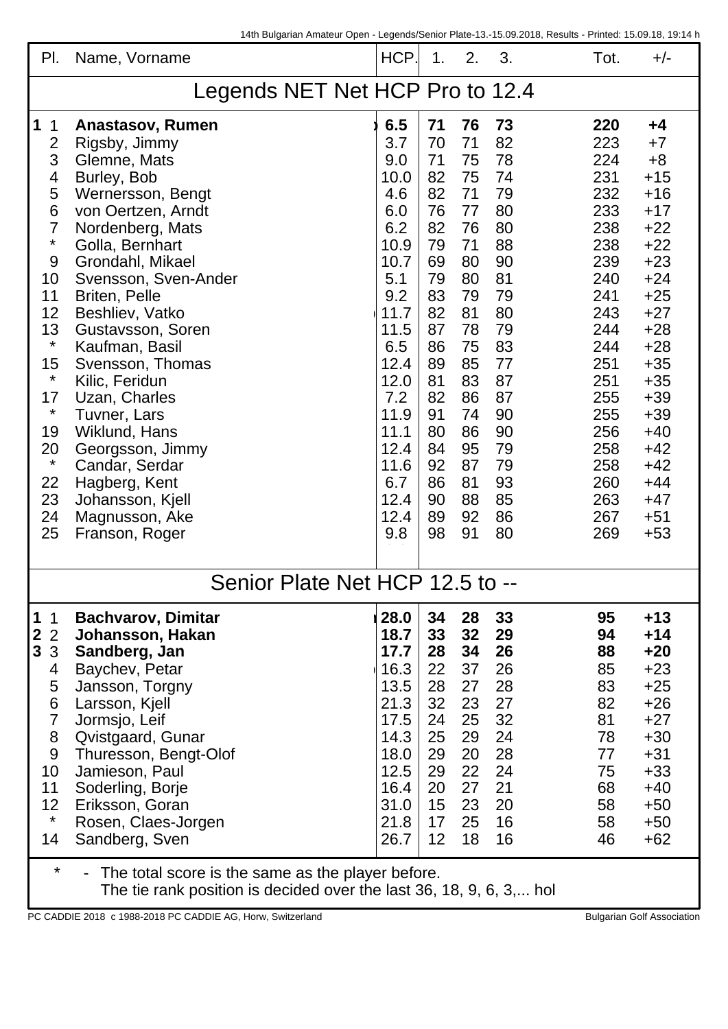14th Bulgarian Amateur Open - Legends/Senior Plate-13.-15.09.2018, Results - Printed: 15.09.18, 19:14 h

## Legends NET Net HCP Pro to 12.4

| Pl. | Name, Vorname | HCP. | 1. | 2. | 3. | Tot. | +/- |
|---|---|---|---|---|---|---|---|
| **1** 1 | **Anastasov, Rumen** | **6.5** | **71** | **76** | **73** | **220** | **+4** |
| 2 | Rigsby, Jimmy | 3.7 | 70 | 71 | 82 | 223 | +7 |
| 3 | Glemne, Mats | 9.0 | 71 | 75 | 78 | 224 | +8 |
| 4 | Burley, Bob | 10.0 | 82 | 75 | 74 | 231 | +15 |
| 5 | Wernersson, Bengt | 4.6 | 82 | 71 | 79 | 232 | +16 |
| 6 | von Oertzen, Arndt | 6.0 | 76 | 77 | 80 | 233 | +17 |
| 7 | Nordenberg, Mats | 6.2 | 82 | 76 | 80 | 238 | +22 |
| * | Golla, Bernhart | 10.9 | 79 | 71 | 88 | 238 | +22 |
| 9 | Grondahl, Mikael | 10.7 | 69 | 80 | 90 | 239 | +23 |
| 10 | Svensson, Sven-Ander | 5.1 | 79 | 80 | 81 | 240 | +24 |
| 11 | Briten, Pelle | 9.2 | 83 | 79 | 79 | 241 | +25 |
| 12 | Beshliev, Vatko | 11.7 | 82 | 81 | 80 | 243 | +27 |
| 13 | Gustavsson, Soren | 11.5 | 87 | 78 | 79 | 244 | +28 |
| * | Kaufman, Basil | 6.5 | 86 | 75 | 83 | 244 | +28 |
| 15 | Svensson, Thomas | 12.4 | 89 | 85 | 77 | 251 | +35 |
| * | Kilic, Feridun | 12.0 | 81 | 83 | 87 | 251 | +35 |
| 17 | Uzan, Charles | 7.2 | 82 | 86 | 87 | 255 | +39 |
| * | Tuvner, Lars | 11.9 | 91 | 74 | 90 | 255 | +39 |
| 19 | Wiklund, Hans | 11.1 | 80 | 86 | 90 | 256 | +40 |
| 20 | Georgsson, Jimmy | 12.4 | 84 | 95 | 79 | 258 | +42 |
| * | Candar, Serdar | 11.6 | 92 | 87 | 79 | 258 | +42 |
| 22 | Hagberg, Kent | 6.7 | 86 | 81 | 93 | 260 | +44 |
| 23 | Johansson, Kjell | 12.4 | 90 | 88 | 85 | 263 | +47 |
| 24 | Magnusson, Ake | 12.4 | 89 | 92 | 86 | 267 | +51 |
| 25 | Franson, Roger | 9.8 | 98 | 91 | 80 | 269 | +53 |

## Senior Plate Net HCP 12.5 to --

| Pl. | Name, Vorname | HCP. | 1. | 2. | 3. | Tot. | +/- |
|---|---|---|---|---|---|---|---|
| **1** 1 | **Bachvarov, Dimitar** | **28.0** | **34** | **28** | **33** | **95** | **+13** |
| **2** 2 | **Johansson, Hakan** | **18.7** | **33** | **32** | **29** | **94** | **+14** |
| **3** 3 | **Sandberg, Jan** | **17.7** | **28** | **34** | **26** | **88** | **+20** |
| 4 | Baychev, Petar | 16.3 | 22 | 37 | 26 | 85 | +23 |
| 5 | Jansson, Torgny | 13.5 | 28 | 27 | 28 | 83 | +25 |
| 6 | Larsson, Kjell | 21.3 | 32 | 23 | 27 | 82 | +26 |
| 7 | Jormsjo, Leif | 17.5 | 24 | 25 | 32 | 81 | +27 |
| 8 | Qvistgaard, Gunar | 14.3 | 25 | 29 | 24 | 78 | +30 |
| 9 | Thuresson, Bengt-Olof | 18.0 | 29 | 20 | 28 | 77 | +31 |
| 10 | Jamieson, Paul | 12.5 | 29 | 22 | 24 | 75 | +33 |
| 11 | Soderling, Borje | 16.4 | 20 | 27 | 21 | 68 | +40 |
| 12 | Eriksson, Goran | 31.0 | 15 | 23 | 20 | 58 | +50 |
| * | Rosen, Claes-Jorgen | 21.8 | 17 | 25 | 16 | 58 | +50 |
| 14 | Sandberg, Sven | 26.7 | 12 | 18 | 16 | 46 | +62 |

\* - The total score is the same as the player before.
The tie rank position is decided over the last 36, 18, 9, 6, 3,... hol

PC CADDIE 2018 c 1988-2018 PC CADDIE AG, Horw, Switzerland — Bulgarian Golf Association